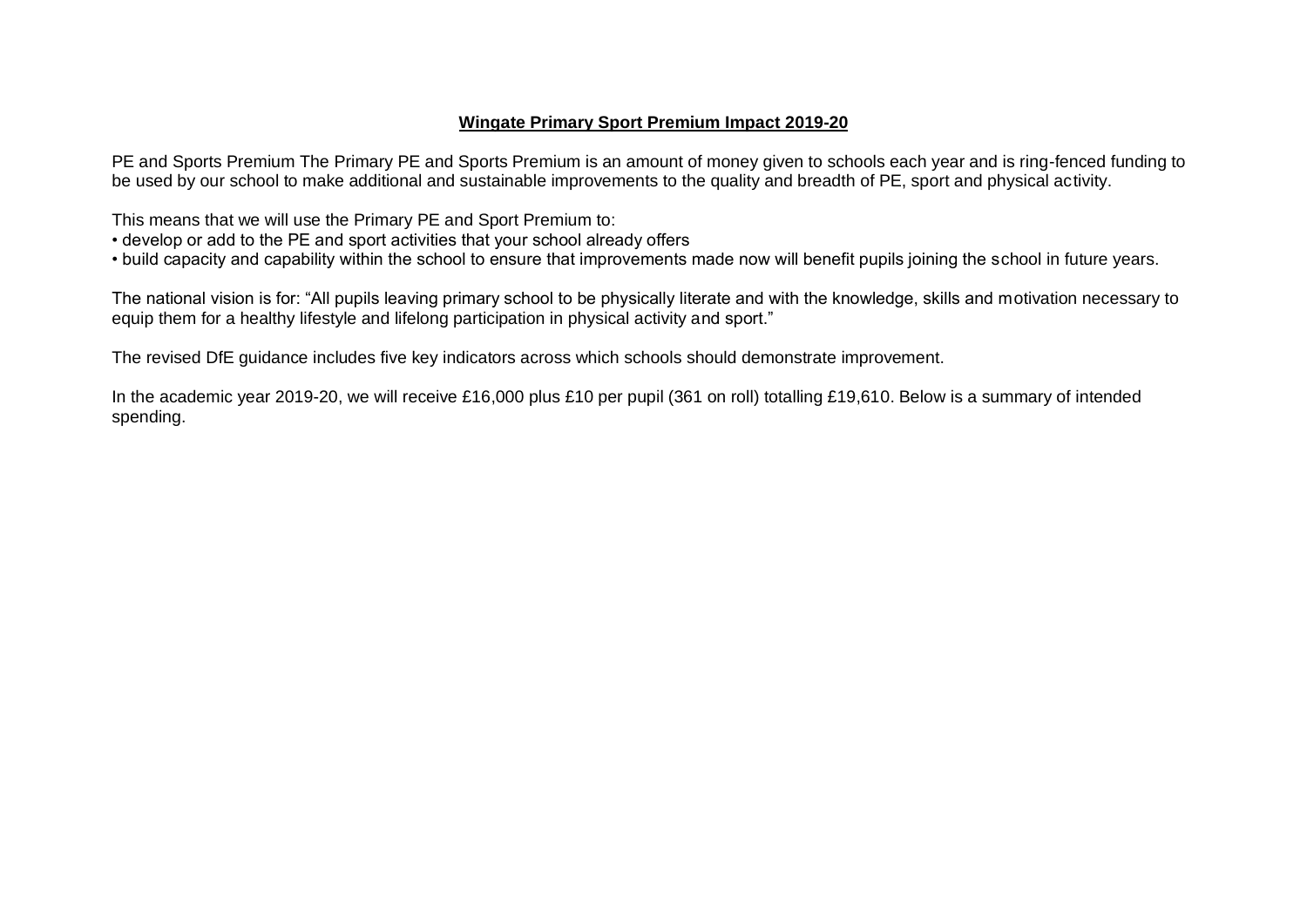# **Wingate Primary Sport Premium Impact 2019-20**

PE and Sports Premium The Primary PE and Sports Premium is an amount of money given to schools each year and is ring-fenced funding to be used by our school to make additional and sustainable improvements to the quality and breadth of PE, sport and physical activity.

This means that we will use the Primary PE and Sport Premium to:

- develop or add to the PE and sport activities that your school already offers
- build capacity and capability within the school to ensure that improvements made now will benefit pupils joining the school in future years.

The national vision is for: "All pupils leaving primary school to be physically literate and with the knowledge, skills and motivation necessary to equip them for a healthy lifestyle and lifelong participation in physical activity and sport."

The revised DfE guidance includes five key indicators across which schools should demonstrate improvement.

In the academic year 2019-20, we will receive £16,000 plus £10 per pupil (361 on roll) totalling £19,610. Below is a summary of intended spending.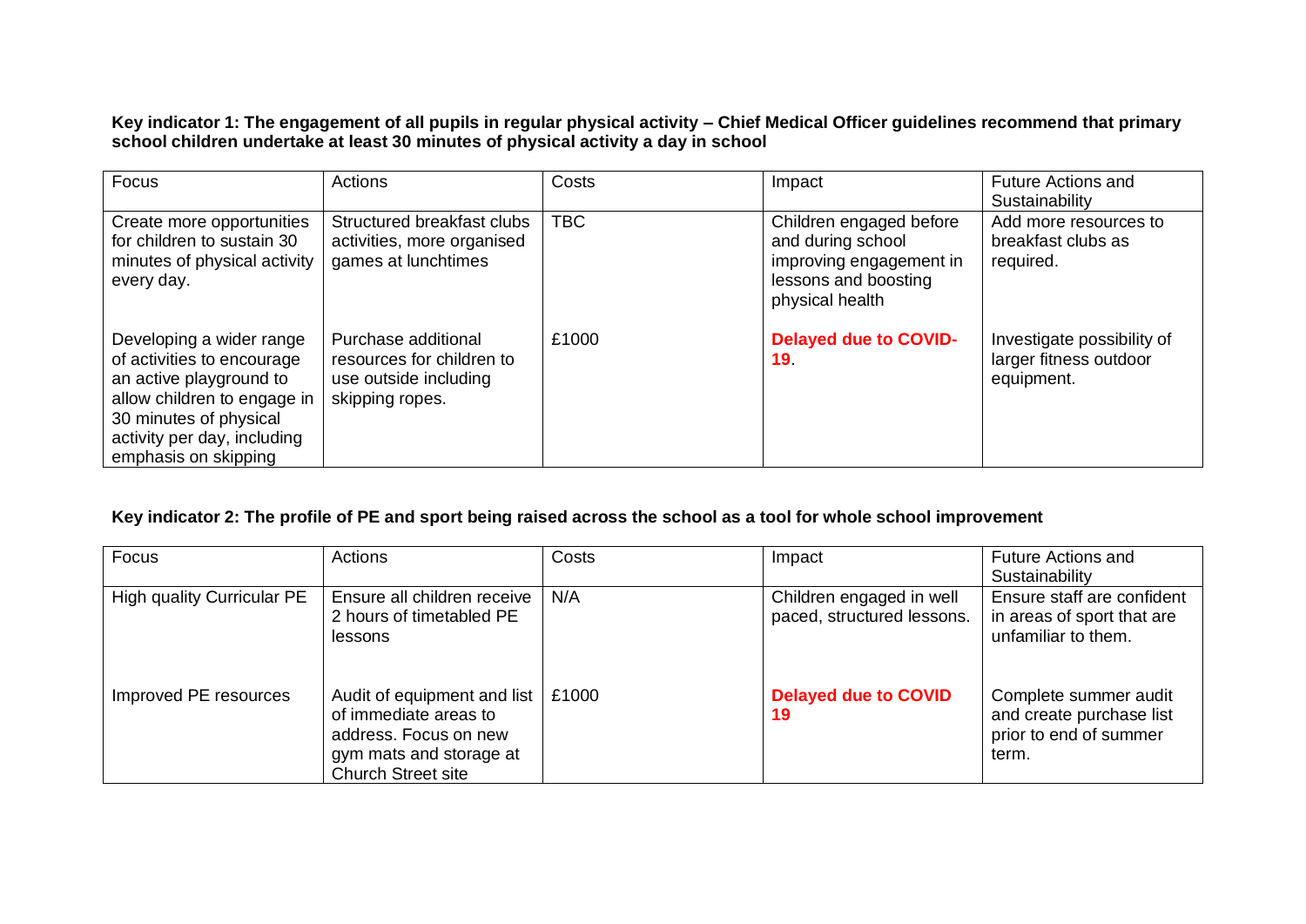**Key indicator 1: The engagement of all pupils in regular physical activity – Chief Medical Officer guidelines recommend that primary school children undertake at least 30 minutes of physical activity a day in school**

| Focus | Actions | Costs | Impact | Future Actions and Sustainability |
|---|---|---|---|---|
| Create more opportunities for children to sustain 30 minutes of physical activity every day. | Structured breakfast clubs activities, more organised games at lunchtimes | TBC | Children engaged before and during school improving engagement in lessons and boosting physical health | Add more resources to breakfast clubs as required. |
| Developing a wider range of activities to encourage an active playground to allow children to engage in 30 minutes of physical activity per day, including emphasis on skipping | Purchase additional resources for children to use outside including skipping ropes. | £1000 | **Delayed due to COVID-19**. | Investigate possibility of larger fitness outdoor equipment. |

**Key indicator 2: The profile of PE and sport being raised across the school as a tool for whole school improvement**

| Focus | Actions | Costs | Impact | Future Actions and Sustainability |
|---|---|---|---|---|
| High quality Curricular PE | Ensure all children receive 2 hours of timetabled PE lessons | N/A | Children engaged in well paced, structured lessons. | Ensure staff are confident in areas of sport that are unfamiliar to them. |
| Improved PE resources | Audit of equipment and list of immediate areas to address. Focus on new gym mats and storage at Church Street site | £1000 | **Delayed due to COVID 19** | Complete summer audit and create purchase list prior to end of summer term. |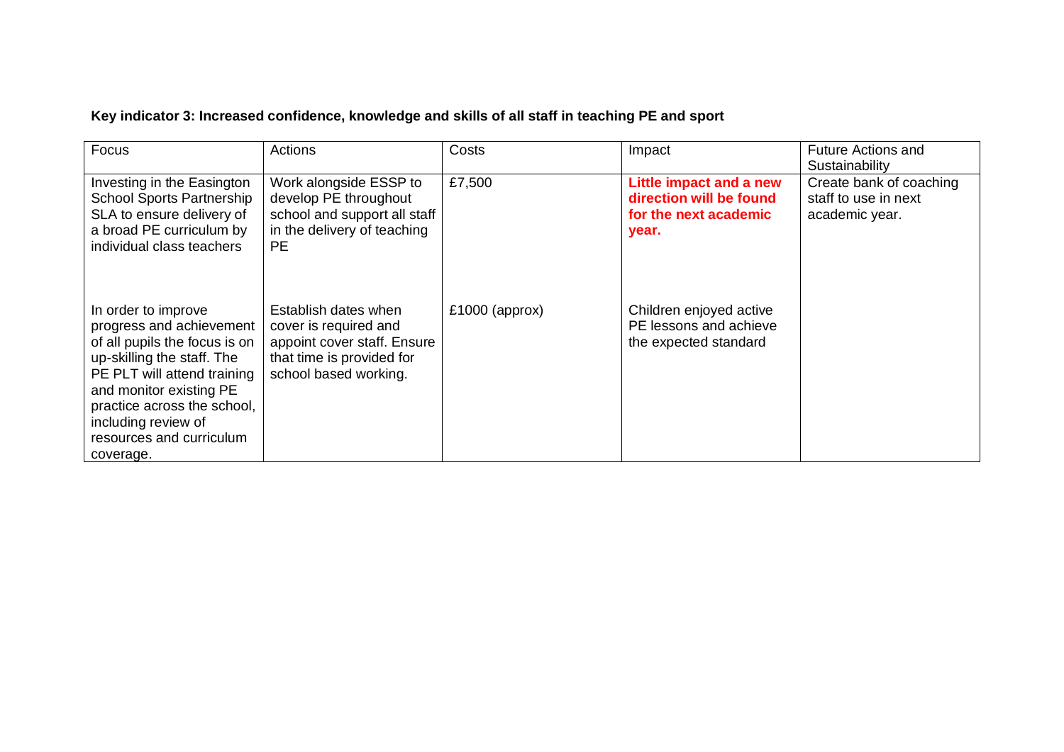**Key indicator 3: Increased confidence, knowledge and skills of all staff in teaching PE and sport**

| Focus | Actions | Costs | Impact | Future Actions and Sustainability |
|---|---|---|---|---|
| Investing in the Easington School Sports Partnership SLA to ensure delivery of a broad PE curriculum by individual class teachers | Work alongside ESSP to develop PE throughout school and support all staff in the delivery of teaching PE | £7,500 | **Little impact and a new direction will be found for the next academic year.** | Create bank of coaching staff to use in next academic year. |
| In order to improve progress and achievement of all pupils the focus is on up-skilling the staff. The PE PLT will attend training and monitor existing PE practice across the school, including review of resources and curriculum coverage. | Establish dates when cover is required and appoint cover staff. Ensure that time is provided for school based working. | £1000 (approx) | Children enjoyed active PE lessons and achieve the expected standard | |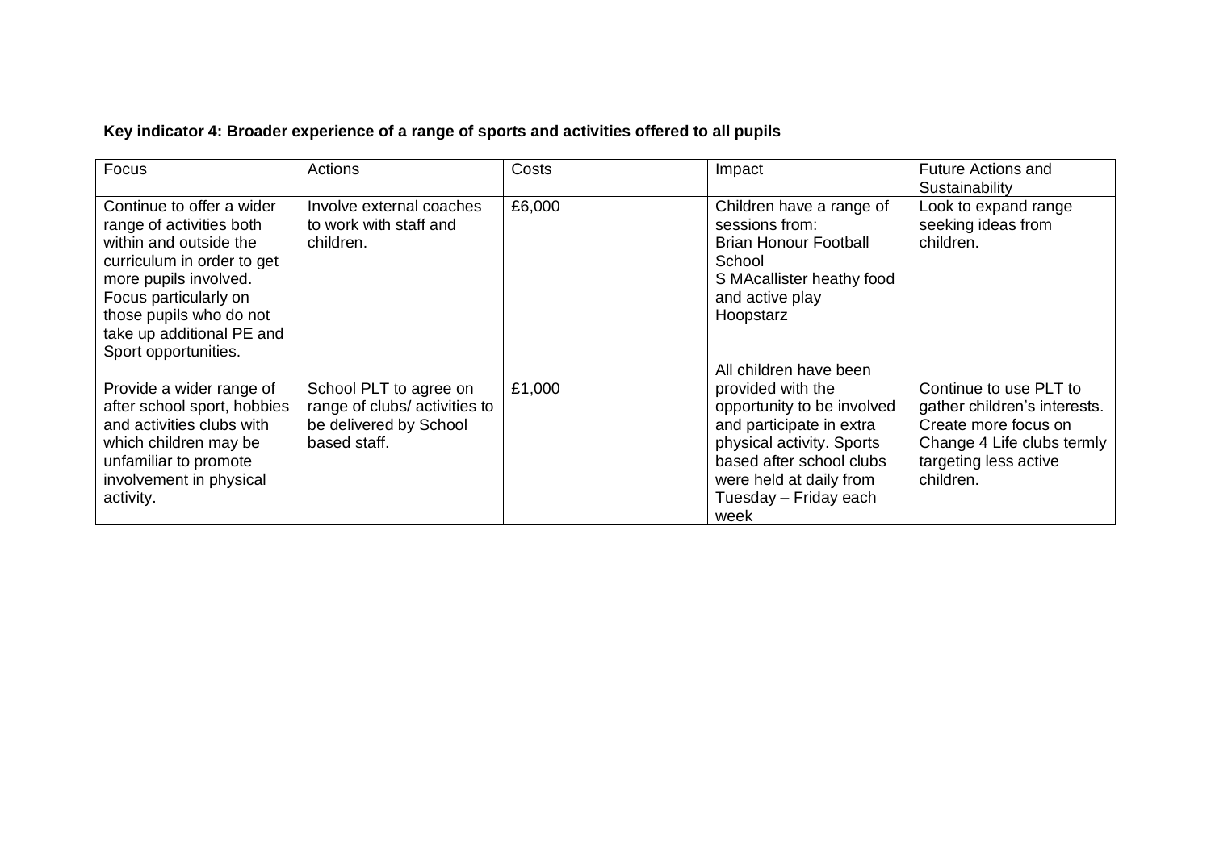**Key indicator 4: Broader experience of a range of sports and activities offered to all pupils**

| Focus | Actions | Costs | Impact | Future Actions and Sustainability |
|---|---|---|---|---|
| Continue to offer a wider range of activities both within and outside the curriculum in order to get more pupils involved. Focus particularly on those pupils who do not take up additional PE and Sport opportunities. | Involve external coaches to work with staff and children. | £6,000 | Children have a range of sessions from:<br>Brian Honour Football School<br>S MAcallister heathy food and active play<br>Hoopstarz | Look to expand range seeking ideas from children. |
| Provide a wider range of after school sport, hobbies and activities clubs with which children may be unfamiliar to promote involvement in physical activity. | School PLT to agree on range of clubs/ activities to be delivered by School based staff. | £1,000 | All children have been provided with the opportunity to be involved and participate in extra physical activity. Sports based after school clubs were held at daily from Tuesday – Friday each week | Continue to use PLT to gather children's interests. Create more focus on Change 4 Life clubs termly targeting less active children. |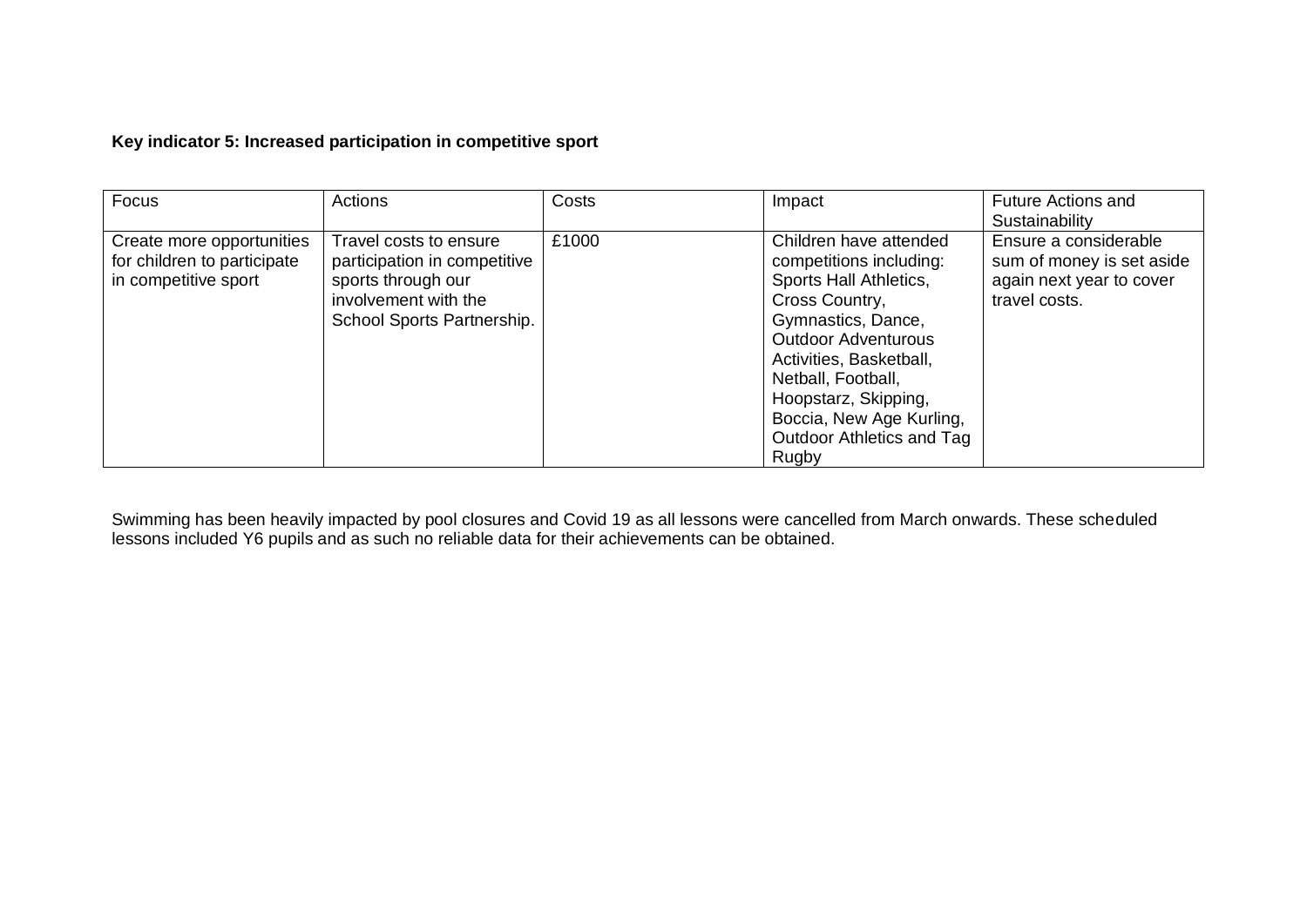**Key indicator 5: Increased participation in competitive sport**

| Focus | Actions | Costs | Impact | Future Actions and Sustainability |
|---|---|---|---|---|
| Create more opportunities for children to participate in competitive sport | Travel costs to ensure participation in competitive sports through our involvement with the School Sports Partnership. | £1000 | Children have attended competitions including: Sports Hall Athletics, Cross Country, Gymnastics, Dance, Outdoor Adventurous Activities, Basketball, Netball, Football, Hoopstarz, Skipping, Boccia, New Age Kurling, Outdoor Athletics and Tag Rugby | Ensure a considerable sum of money is set aside again next year to cover travel costs. |

Swimming has been heavily impacted by pool closures and Covid 19 as all lessons were cancelled from March onwards. These scheduled lessons included Y6 pupils and as such no reliable data for their achievements can be obtained.